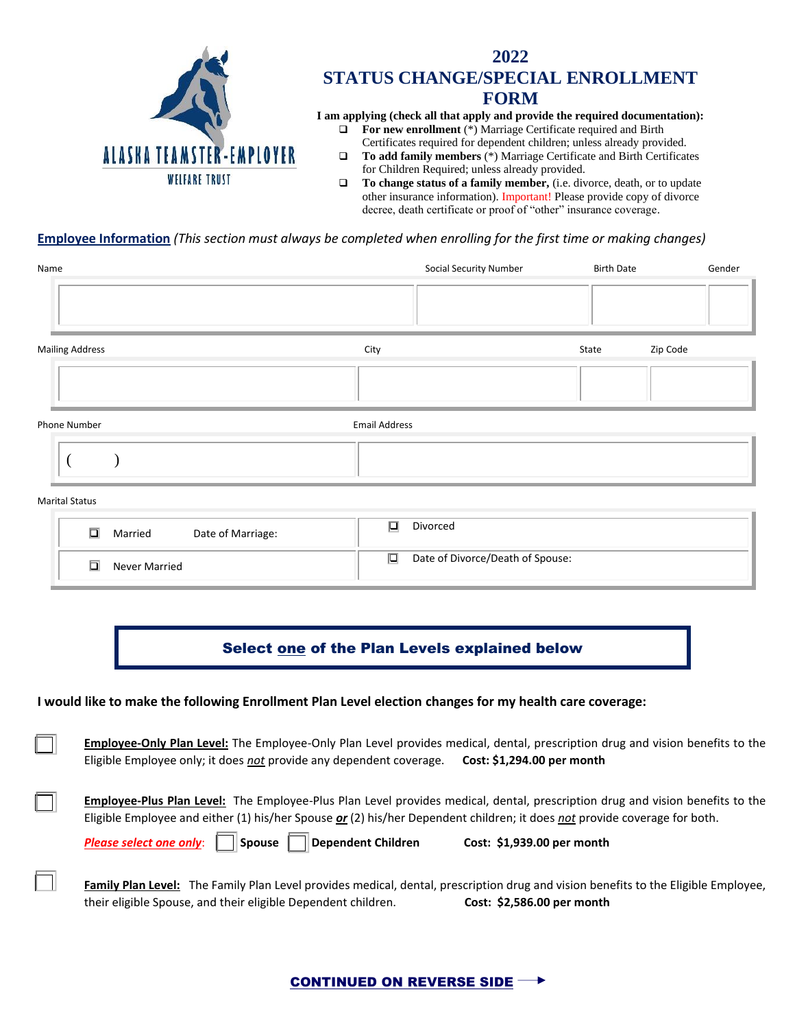ALASKA TEAMSTER-EMPLOYER

WELFARE TRUST

# 2022
# STATUS CHANGE/SPECIAL ENROLLMENT FORM

**I am applying (check all that apply and provide the required documentation):**

- ☐ **For new enrollment** (*) Marriage Certificate required and Birth Certificates required for dependent children; unless already provided.
- ☐ **To add family members** (*) Marriage Certificate and Birth Certificates for Children Required; unless already provided.
- ☐ **To change status of a family member,** (i.e. divorce, death, or to update other insurance information). Important! Please provide copy of divorce decree, death certificate or proof of "other" insurance coverage.

**Employee Information** *(This section must always be completed when enrolling for the first time or making changes)*

| Name | Social Security Number | Birth Date | Gender |
|---|---|---|---|
| | | | |

| Mailing Address | City | State | Zip Code |
|---|---|---|---|
| | | | |

| Phone Number | Email Address |
|---|---|
| (     ) | |

Marital Status

| | |
|---|---|
| ☐ Married   Date of Marriage: | ☐ Divorced |
| ☐ Never Married | ☐ Date of Divorce/Death of Spouse: |

**Select one of the Plan Levels explained below**

**I would like to make the following Enrollment Plan Level election changes for my health care coverage:**

☐ **Employee-Only Plan Level:** The Employee-Only Plan Level provides medical, dental, prescription drug and vision benefits to the Eligible Employee only; it does *not* provide any dependent coverage. **Cost: $1,294.00 per month**

☐ **Employee-Plus Plan Level:** The Employee-Plus Plan Level provides medical, dental, prescription drug and vision benefits to the Eligible Employee and either (1) his/her Spouse ***or*** (2) his/her Dependent children; it does *not* provide coverage for both.

***Please select one only***: ☐ **Spouse** ☐ **Dependent Children** **Cost: $1,939.00 per month**

☐ **Family Plan Level:** The Family Plan Level provides medical, dental, prescription drug and vision benefits to the Eligible Employee, their eligible Spouse, and their eligible Dependent children. **Cost: $2,586.00 per month**

**CONTINUED ON REVERSE SIDE** →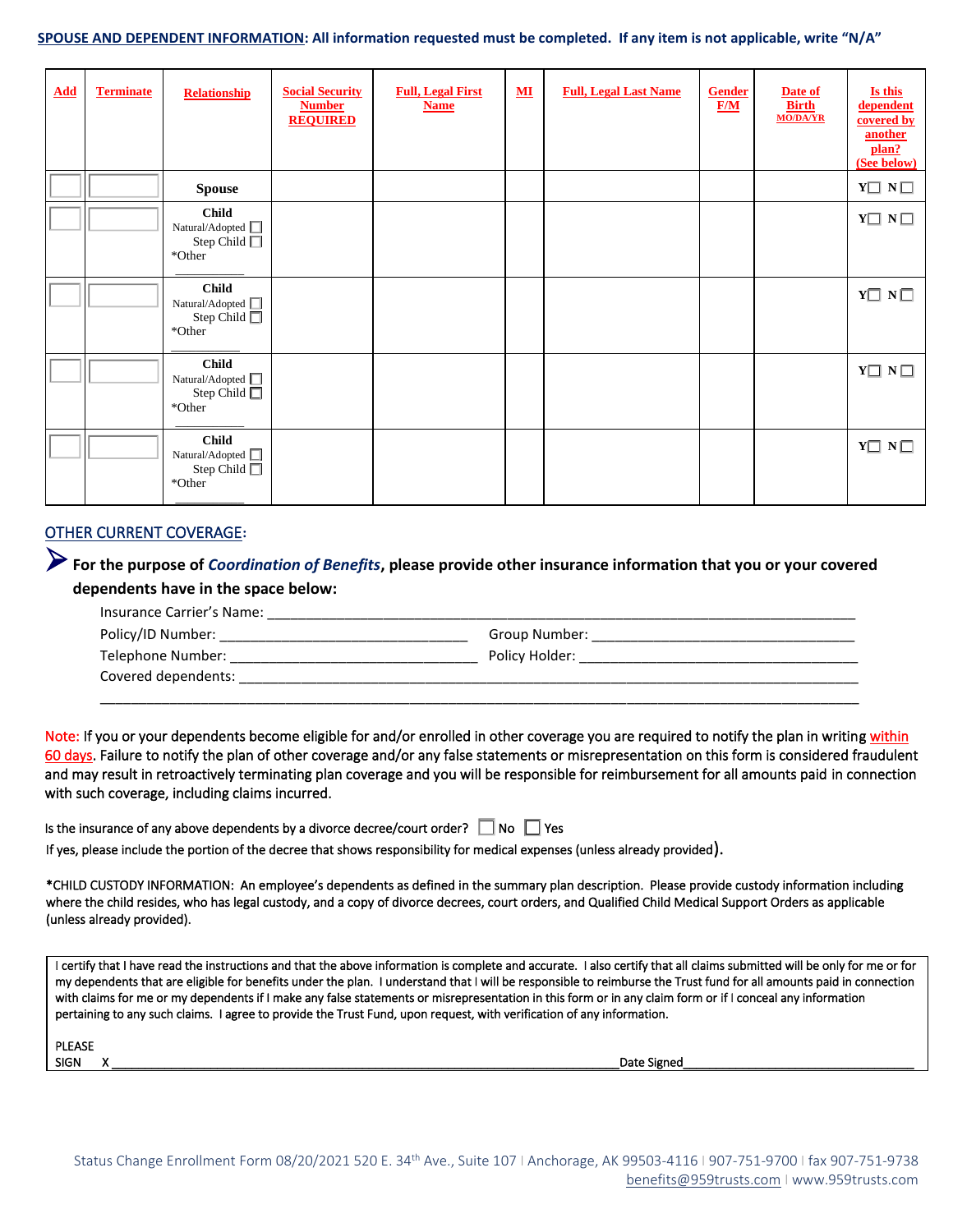**SPOUSE AND DEPENDENT INFORMATION: All information requested must be completed. If any item is not applicable, write "N/A"**

| Add | Terminate | Relationship | Social Security Number REQUIRED | Full, Legal First Name | MI | Full, Legal Last Name | Gender F/M | Date of Birth MO/DA/YR | Is this dependent covered by another plan? (See below) |
|---|---|---|---|---|---|---|---|---|---|
| ☐ | ☐ | Spouse | | | | | | | Y☐ N☐ |
| ☐ | ☐ | Child Natural/Adopted ☐ Step Child ☐ *Other \_\_\_\_\_\_\_\_\_\_ | | | | | | | Y☐ N☐ |
| ☐ | ☐ | Child Natural/Adopted ☐ Step Child ☐ *Other \_\_\_\_\_\_\_\_\_\_ | | | | | | | Y☐ N☐ |
| ☐ | ☐ | Child Natural/Adopted ☐ Step Child ☐ *Other \_\_\_\_\_\_\_\_\_\_ | | | | | | | Y☐ N☐ |
| ☐ | ☐ | Child Natural/Adopted ☐ Step Child ☐ *Other \_\_\_\_\_\_\_\_\_\_ | | | | | | | Y☐ N☐ |

## OTHER CURRENT COVERAGE:

➤ **For the purpose of *Coordination of Benefits*, please provide other insurance information that you or your covered dependents have in the space below:**

Insurance Carrier's Name: \_\_\_\_\_\_\_\_\_\_\_\_\_\_\_\_\_\_\_\_\_\_\_\_\_\_\_\_\_\_\_\_\_\_\_\_\_\_\_\_\_\_\_\_\_\_\_\_\_\_\_\_\_\_\_\_\_\_

Policy/ID Number: \_\_\_\_\_\_\_\_\_\_\_\_\_\_\_\_\_\_\_\_\_\_\_\_\_\_\_\_ Group Number: \_\_\_\_\_\_\_\_\_\_\_\_\_\_\_\_\_\_\_\_\_\_\_\_\_\_\_\_

Telephone Number: \_\_\_\_\_\_\_\_\_\_\_\_\_\_\_\_\_\_\_\_\_\_\_\_\_\_\_\_ Policy Holder: \_\_\_\_\_\_\_\_\_\_\_\_\_\_\_\_\_\_\_\_\_\_\_\_\_\_\_\_

Covered dependents: \_\_\_\_\_\_\_\_\_\_\_\_\_\_\_\_\_\_\_\_\_\_\_\_\_\_\_\_\_\_\_\_\_\_\_\_\_\_\_\_\_\_\_\_\_\_\_\_\_\_\_\_\_\_\_\_\_\_\_\_\_\_\_\_

\_\_\_\_\_\_\_\_\_\_\_\_\_\_\_\_\_\_\_\_\_\_\_\_\_\_\_\_\_\_\_\_\_\_\_\_\_\_\_\_\_\_\_\_\_\_\_\_\_\_\_\_\_\_\_\_\_\_\_\_\_\_\_\_\_\_\_\_\_\_\_\_\_\_\_\_\_\_\_\_\_\_

Note: If you or your dependents become eligible for and/or enrolled in other coverage you are required to notify the plan in writing within 60 days. Failure to notify the plan of other coverage and/or any false statements or misrepresentation on this form is considered fraudulent and may result in retroactively terminating plan coverage and you will be responsible for reimbursement for all amounts paid in connection with such coverage, including claims incurred.

Is the insurance of any above dependents by a divorce decree/court order? ☐ No ☐ Yes

If yes, please include the portion of the decree that shows responsibility for medical expenses (unless already provided).

*CHILD CUSTODY INFORMATION: An employee's dependents as defined in the summary plan description. Please provide custody information including where the child resides, who has legal custody, and a copy of divorce decrees, court orders, and Qualified Child Medical Support Orders as applicable (unless already provided).

I certify that I have read the instructions and that the above information is complete and accurate. I also certify that all claims submitted will be only for me or for my dependents that are eligible for benefits under the plan. I understand that I will be responsible to reimburse the Trust fund for all amounts paid in connection with claims for me or my dependents if I make any false statements or misrepresentation in this form or in any claim form or if I conceal any information pertaining to any such claims. I agree to provide the Trust Fund, upon request, with verification of any information.

PLEASE SIGN X \_\_\_\_\_\_\_\_\_\_\_\_\_\_\_\_\_\_\_\_\_\_\_\_\_\_\_\_\_\_\_\_\_\_\_\_\_\_\_\_\_\_\_\_\_\_\_\_ Date Signed\_\_\_\_\_\_\_\_\_\_\_\_\_\_\_\_\_\_\_\_\_\_\_\_\_\_

Status Change Enrollment Form 08/20/2021 520 E. 34th Ave., Suite 107 | Anchorage, AK 99503-4116 | 907-751-9700 | fax 907-751-9738
benefits@959trusts.com | www.959trusts.com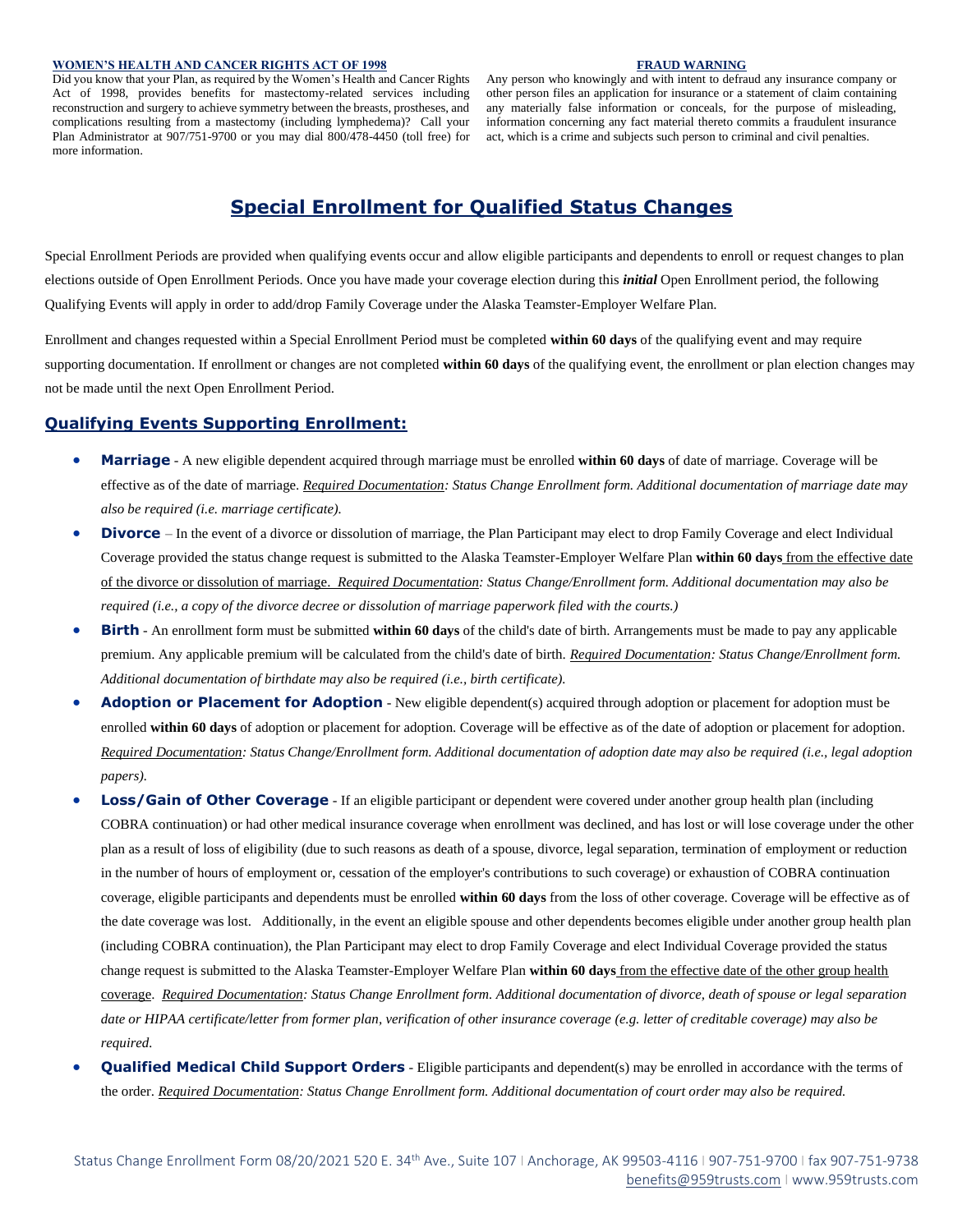**WOMEN'S HEALTH AND CANCER RIGHTS ACT OF 1998**

Did you know that your Plan, as required by the Women's Health and Cancer Rights Act of 1998, provides benefits for mastectomy-related services including reconstruction and surgery to achieve symmetry between the breasts, prostheses, and complications resulting from a mastectomy (including lymphedema)? Call your Plan Administrator at 907/751-9700 or you may dial 800/478-4450 (toll free) for more information.

**FRAUD WARNING**

Any person who knowingly and with intent to defraud any insurance company or other person files an application for insurance or a statement of claim containing any materially false information or conceals, for the purpose of misleading, information concerning any fact material thereto commits a fraudulent insurance act, which is a crime and subjects such person to criminal and civil penalties.

# Special Enrollment for Qualified Status Changes

Special Enrollment Periods are provided when qualifying events occur and allow eligible participants and dependents to enroll or request changes to plan elections outside of Open Enrollment Periods. Once you have made your coverage election during this ***initial*** Open Enrollment period, the following Qualifying Events will apply in order to add/drop Family Coverage under the Alaska Teamster-Employer Welfare Plan.

Enrollment and changes requested within a Special Enrollment Period must be completed **within 60 days** of the qualifying event and may require supporting documentation. If enrollment or changes are not completed **within 60 days** of the qualifying event, the enrollment or plan election changes may not be made until the next Open Enrollment Period.

## Qualifying Events Supporting Enrollment:

- **Marriage** - A new eligible dependent acquired through marriage must be enrolled **within 60 days** of date of marriage. Coverage will be effective as of the date of marriage. *Required Documentation: Status Change Enrollment form. Additional documentation of marriage date may also be required (i.e. marriage certificate).*
- **Divorce** – In the event of a divorce or dissolution of marriage, the Plan Participant may elect to drop Family Coverage and elect Individual Coverage provided the status change request is submitted to the Alaska Teamster-Employer Welfare Plan **within 60 days** from the effective date of the divorce or dissolution of marriage. *Required Documentation: Status Change/Enrollment form. Additional documentation may also be required (i.e., a copy of the divorce decree or dissolution of marriage paperwork filed with the courts.)*
- **Birth** - An enrollment form must be submitted **within 60 days** of the child's date of birth. Arrangements must be made to pay any applicable premium. Any applicable premium will be calculated from the child's date of birth. *Required Documentation: Status Change/Enrollment form. Additional documentation of birthdate may also be required (i.e., birth certificate).*
- **Adoption or Placement for Adoption** - New eligible dependent(s) acquired through adoption or placement for adoption must be enrolled **within 60 days** of adoption or placement for adoption. Coverage will be effective as of the date of adoption or placement for adoption. *Required Documentation: Status Change/Enrollment form. Additional documentation of adoption date may also be required (i.e., legal adoption papers).*
- **Loss/Gain of Other Coverage** - If an eligible participant or dependent were covered under another group health plan (including COBRA continuation) or had other medical insurance coverage when enrollment was declined, and has lost or will lose coverage under the other plan as a result of loss of eligibility (due to such reasons as death of a spouse, divorce, legal separation, termination of employment or reduction in the number of hours of employment or, cessation of the employer's contributions to such coverage) or exhaustion of COBRA continuation coverage, eligible participants and dependents must be enrolled **within 60 days** from the loss of other coverage. Coverage will be effective as of the date coverage was lost. Additionally, in the event an eligible spouse and other dependents becomes eligible under another group health plan (including COBRA continuation), the Plan Participant may elect to drop Family Coverage and elect Individual Coverage provided the status change request is submitted to the Alaska Teamster-Employer Welfare Plan **within 60 days** from the effective date of the other group health coverage. *Required Documentation: Status Change Enrollment form. Additional documentation of divorce, death of spouse or legal separation date or HIPAA certificate/letter from former plan, verification of other insurance coverage (e.g. letter of creditable coverage) may also be required.*
- **Qualified Medical Child Support Orders** - Eligible participants and dependent(s) may be enrolled in accordance with the terms of the order. *Required Documentation: Status Change Enrollment form. Additional documentation of court order may also be required.*

Status Change Enrollment Form 08/20/2021 520 E. 34th Ave., Suite 107 | Anchorage, AK 99503-4116 | 907-751-9700 | fax 907-751-9738
benefits@959trusts.com | www.959trusts.com